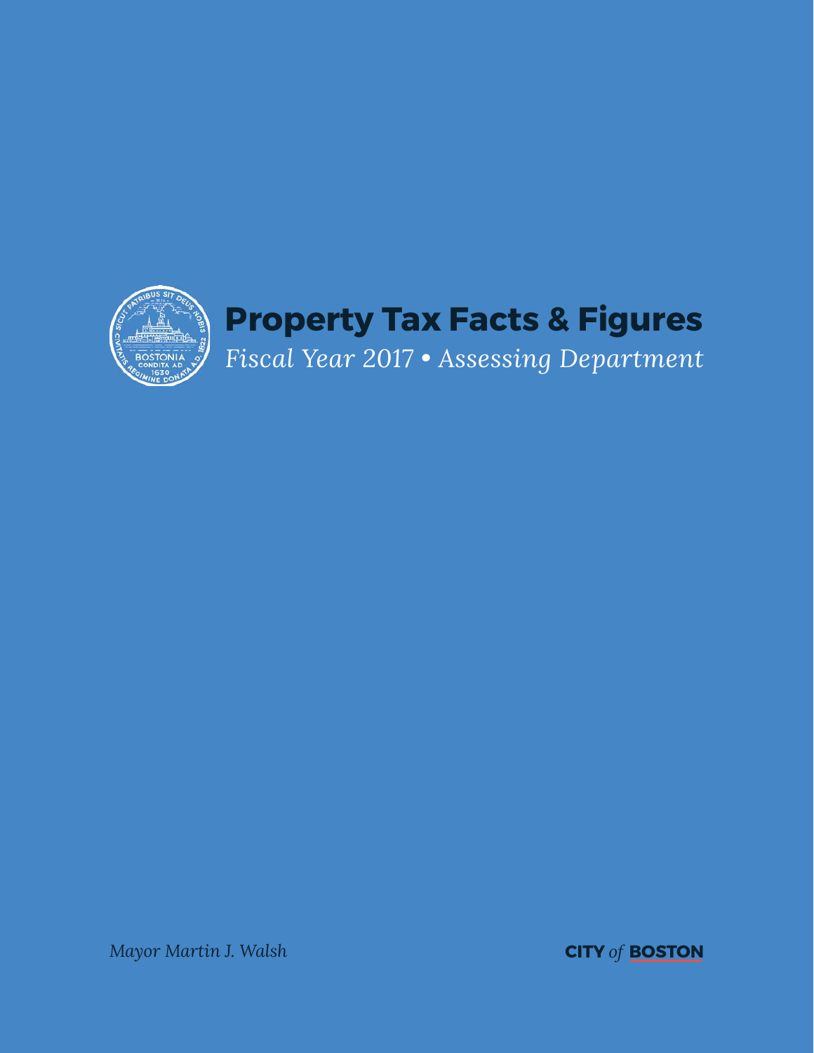# Property Tax Facts & Figures

*Fiscal Year 2017 • Assessing Department*

*Mayor Martin J. Walsh*

**CITY** *of* **BOSTON**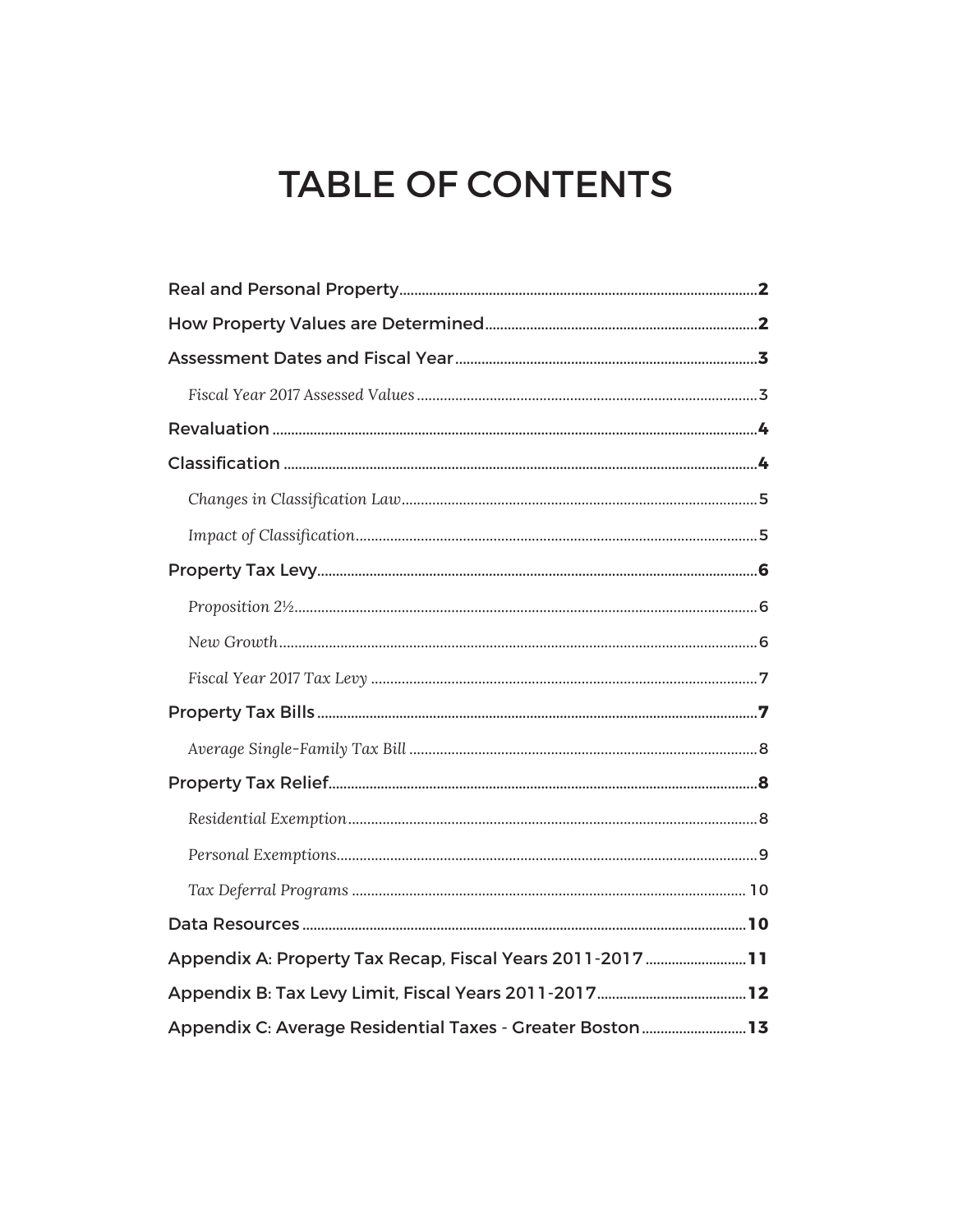# TABLE OF CONTENTS

**Real and Personal Property** .......... **2**

**How Property Values are Determined** .......... **2**

**Assessment Dates and Fiscal Year** .......... **3**

*Fiscal Year 2017 Assessed Values* .......... 3

**Revaluation** .......... **4**

**Classification** .......... **4**

*Changes in Classification Law* .......... 5

*Impact of Classification* .......... 5

**Property Tax Levy** .......... **6**

*Proposition 2½* .......... 6

*New Growth* .......... 6

*Fiscal Year 2017 Tax Levy* .......... 7

**Property Tax Bills** .......... **7**

*Average Single-Family Tax Bill* .......... 8

**Property Tax Relief** .......... **8**

*Residential Exemption* .......... 8

*Personal Exemptions* .......... 9

*Tax Deferral Programs* .......... 10

**Data Resources** .......... **10**

**Appendix A: Property Tax Recap, Fiscal Years 2011-2017** .......... **11**

**Appendix B: Tax Levy Limit, Fiscal Years 2011-2017** .......... **12**

**Appendix C: Average Residential Taxes - Greater Boston** .......... **13**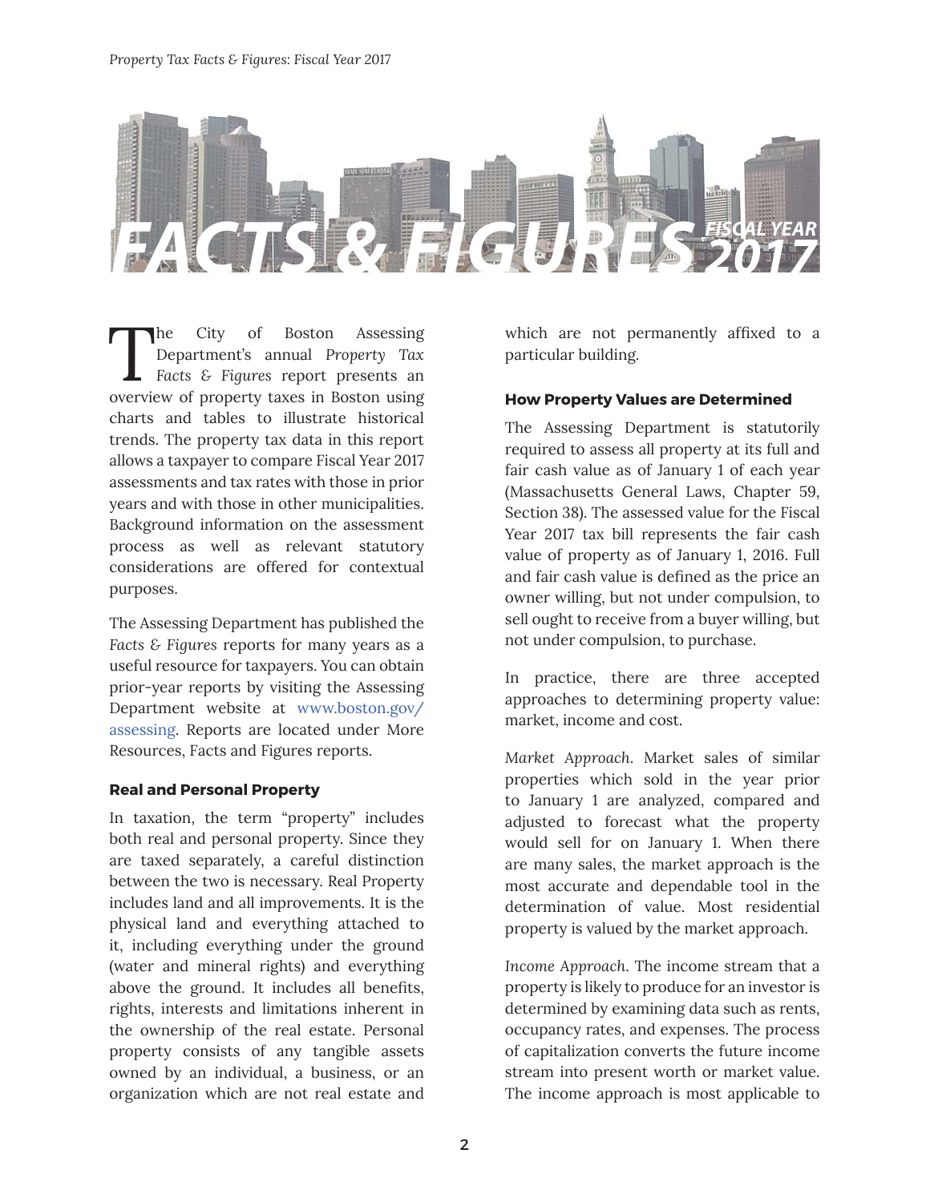# FACTS & FIGURES FISCAL YEAR 2017

The City of Boston Assessing Department's annual *Property Tax Facts & Figures* report presents an overview of property taxes in Boston using charts and tables to illustrate historical trends. The property tax data in this report allows a taxpayer to compare Fiscal Year 2017 assessments and tax rates with those in prior years and with those in other municipalities. Background information on the assessment process as well as relevant statutory considerations are offered for contextual purposes.

The Assessing Department has published the *Facts & Figures* reports for many years as a useful resource for taxpayers. You can obtain prior-year reports by visiting the Assessing Department website at www.boston.gov/assessing. Reports are located under More Resources, Facts and Figures reports.

**Real and Personal Property**

In taxation, the term "property" includes both real and personal property. Since they are taxed separately, a careful distinction between the two is necessary. Real Property includes land and all improvements. It is the physical land and everything attached to it, including everything under the ground (water and mineral rights) and everything above the ground. It includes all benefits, rights, interests and limitations inherent in the ownership of the real estate. Personal property consists of any tangible assets owned by an individual, a business, or an organization which are not real estate and which are not permanently affixed to a particular building.

**How Property Values are Determined**

The Assessing Department is statutorily required to assess all property at its full and fair cash value as of January 1 of each year (Massachusetts General Laws, Chapter 59, Section 38). The assessed value for the Fiscal Year 2017 tax bill represents the fair cash value of property as of January 1, 2016. Full and fair cash value is defined as the price an owner willing, but not under compulsion, to sell ought to receive from a buyer willing, but not under compulsion, to purchase.

In practice, there are three accepted approaches to determining property value: market, income and cost.

*Market Approach*. Market sales of similar properties which sold in the year prior to January 1 are analyzed, compared and adjusted to forecast what the property would sell for on January 1. When there are many sales, the market approach is the most accurate and dependable tool in the determination of value. Most residential property is valued by the market approach.

*Income Approach*. The income stream that a property is likely to produce for an investor is determined by examining data such as rents, occupancy rates, and expenses. The process of capitalization converts the future income stream into present worth or market value. The income approach is most applicable to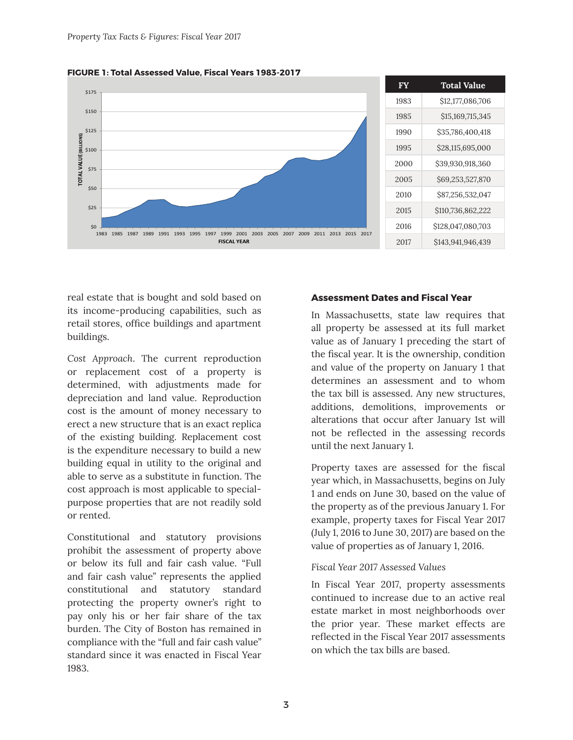**FIGURE 1: Total Assessed Value, Fiscal Years 1983-2017**

| FY | Total Value |
|---|---|
| 1983 | $12,177,086,706 |
| 1985 | $15,169,715,345 |
| 1990 | $35,786,400,418 |
| 1995 | $28,115,695,000 |
| 2000 | $39,930,918,360 |
| 2005 | $69,253,527,870 |
| 2010 | $87,256,532,047 |
| 2015 | $110,736,862,222 |
| 2016 | $128,047,080,703 |
| 2017 | $143,941,946,439 |

real estate that is bought and sold based on its income-producing capabilities, such as retail stores, office buildings and apartment buildings.

*Cost Approach*. The current reproduction or replacement cost of a property is determined, with adjustments made for depreciation and land value. Reproduction cost is the amount of money necessary to erect a new structure that is an exact replica of the existing building. Replacement cost is the expenditure necessary to build a new building equal in utility to the original and able to serve as a substitute in function. The cost approach is most applicable to special-purpose properties that are not readily sold or rented.

Constitutional and statutory provisions prohibit the assessment of property above or below its full and fair cash value. "Full and fair cash value" represents the applied constitutional and statutory standard protecting the property owner's right to pay only his or her fair share of the tax burden. The City of Boston has remained in compliance with the "full and fair cash value" standard since it was enacted in Fiscal Year 1983.

## Assessment Dates and Fiscal Year

In Massachusetts, state law requires that all property be assessed at its full market value as of January 1 preceding the start of the fiscal year. It is the ownership, condition and value of the property on January 1 that determines an assessment and to whom the tax bill is assessed. Any new structures, additions, demolitions, improvements or alterations that occur after January 1st will not be reflected in the assessing records until the next January 1.

Property taxes are assessed for the fiscal year which, in Massachusetts, begins on July 1 and ends on June 30, based on the value of the property as of the previous January 1. For example, property taxes for Fiscal Year 2017 (July 1, 2016 to June 30, 2017) are based on the value of properties as of January 1, 2016.

### *Fiscal Year 2017 Assessed Values*

In Fiscal Year 2017, property assessments continued to increase due to an active real estate market in most neighborhoods over the prior year. These market effects are reflected in the Fiscal Year 2017 assessments on which the tax bills are based.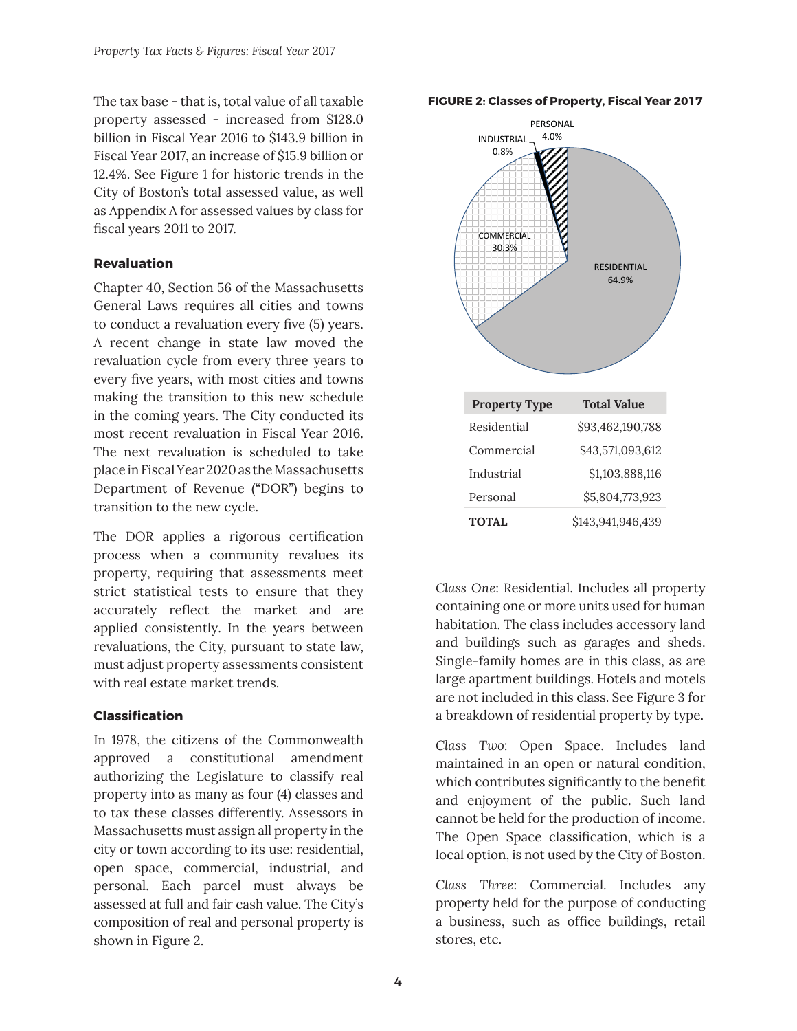The tax base - that is, total value of all taxable property assessed - increased from $128.0 billion in Fiscal Year 2016 to $143.9 billion in Fiscal Year 2017, an increase of $15.9 billion or 12.4%. See Figure 1 for historic trends in the City of Boston's total assessed value, as well as Appendix A for assessed values by class for fiscal years 2011 to 2017.

### Revaluation

Chapter 40, Section 56 of the Massachusetts General Laws requires all cities and towns to conduct a revaluation every five (5) years. A recent change in state law moved the revaluation cycle from every three years to every five years, with most cities and towns making the transition to this new schedule in the coming years. The City conducted its most recent revaluation in Fiscal Year 2016. The next revaluation is scheduled to take place in Fiscal Year 2020 as the Massachusetts Department of Revenue ("DOR") begins to transition to the new cycle.

The DOR applies a rigorous certification process when a community revalues its property, requiring that assessments meet strict statistical tests to ensure that they accurately reflect the market and are applied consistently. In the years between revaluations, the City, pursuant to state law, must adjust property assessments consistent with real estate market trends.

### Classification

In 1978, the citizens of the Commonwealth approved a constitutional amendment authorizing the Legislature to classify real property into as many as four (4) classes and to tax these classes differently. Assessors in Massachusetts must assign all property in the city or town according to its use: residential, open space, commercial, industrial, and personal. Each parcel must always be assessed at full and fair cash value. The City's composition of real and personal property is shown in Figure 2.

**FIGURE 2: Classes of Property, Fiscal Year 2017**

PERSONAL 4.0%
INDUSTRIAL 0.8%
COMMERCIAL 30.3%
RESIDENTIAL 64.9%

| Property Type | Total Value |
|---|---|
| Residential | $93,462,190,788 |
| Commercial | $43,571,093,612 |
| Industrial | $1,103,888,116 |
| Personal | $5,804,773,923 |
| **TOTAL** | $143,941,946,439 |

*Class One*: Residential. Includes all property containing one or more units used for human habitation. The class includes accessory land and buildings such as garages and sheds. Single-family homes are in this class, as are large apartment buildings. Hotels and motels are not included in this class. See Figure 3 for a breakdown of residential property by type.

*Class Two*: Open Space. Includes land maintained in an open or natural condition, which contributes significantly to the benefit and enjoyment of the public. Such land cannot be held for the production of income. The Open Space classification, which is a local option, is not used by the City of Boston.

*Class Three*: Commercial. Includes any property held for the purpose of conducting a business, such as office buildings, retail stores, etc.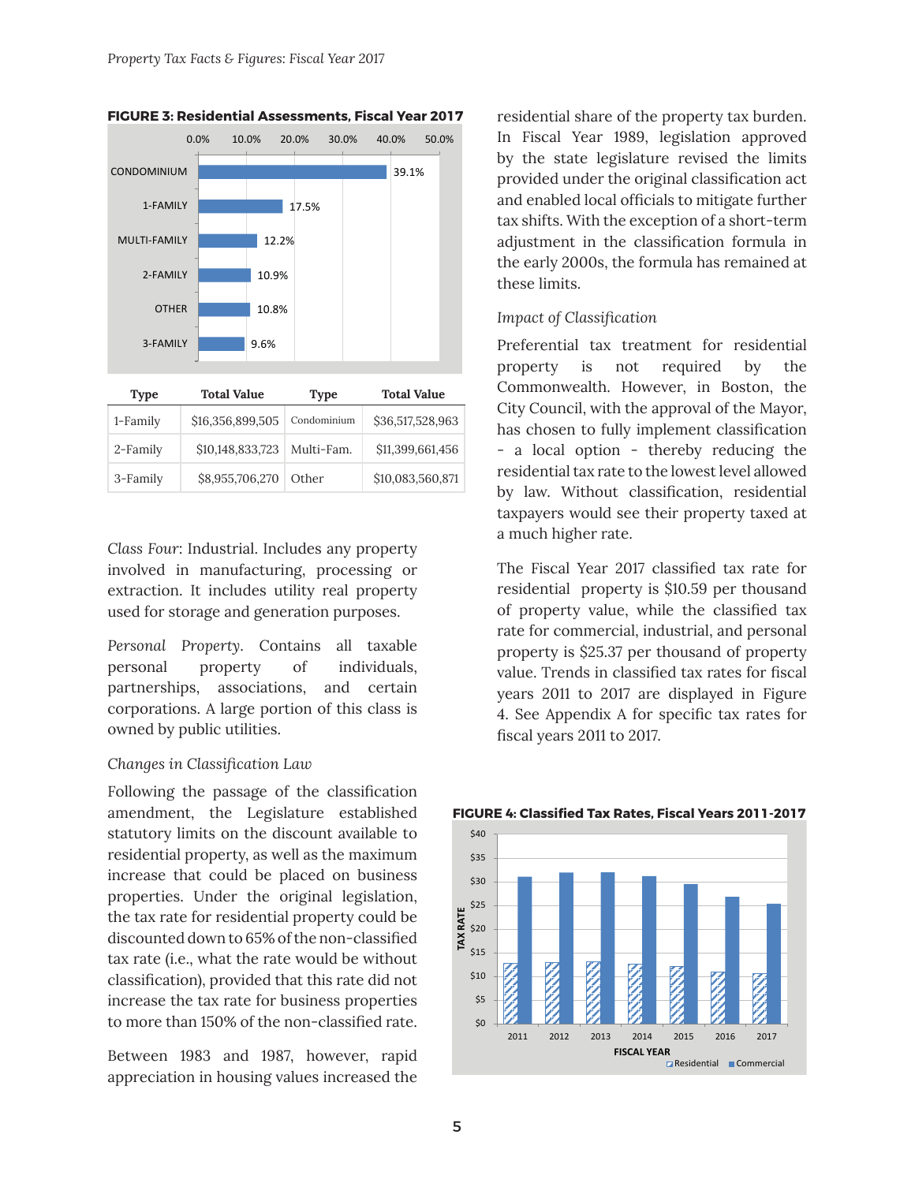**FIGURE 3: Residential Assessments, Fiscal Year 2017**

| Type | Share |
|---|---|
| CONDOMINIUM | 39.1% |
| 1-FAMILY | 17.5% |
| MULTI-FAMILY | 12.2% |
| 2-FAMILY | 10.9% |
| OTHER | 10.8% |
| 3-FAMILY | 9.6% |

| Type | Total Value | Type | Total Value |
|---|---|---|---|
| 1-Family | $16,356,899,505 | Condominium | $36,517,528,963 |
| 2-Family | $10,148,833,723 | Multi-Fam. | $11,399,661,456 |
| 3-Family | $8,955,706,270 | Other | $10,083,560,871 |

*Class Four*: Industrial. Includes any property involved in manufacturing, processing or extraction. It includes utility real property used for storage and generation purposes.

*Personal Property*. Contains all taxable personal property of individuals, partnerships, associations, and certain corporations. A large portion of this class is owned by public utilities.

*Changes in Classification Law*

Following the passage of the classification amendment, the Legislature established statutory limits on the discount available to residential property, as well as the maximum increase that could be placed on business properties. Under the original legislation, the tax rate for residential property could be discounted down to 65% of the non-classified tax rate (i.e., what the rate would be without classification), provided that this rate did not increase the tax rate for business properties to more than 150% of the non-classified rate.

Between 1983 and 1987, however, rapid appreciation in housing values increased the residential share of the property tax burden. In Fiscal Year 1989, legislation approved by the state legislature revised the limits provided under the original classification act and enabled local officials to mitigate further tax shifts. With the exception of a short-term adjustment in the classification formula in the early 2000s, the formula has remained at these limits.

*Impact of Classification*

Preferential tax treatment for residential property is not required by the Commonwealth. However, in Boston, the City Council, with the approval of the Mayor, has chosen to fully implement classification - a local option - thereby reducing the residential tax rate to the lowest level allowed by law. Without classification, residential taxpayers would see their property taxed at a much higher rate.

The Fiscal Year 2017 classified tax rate for residential property is $10.59 per thousand of property value, while the classified tax rate for commercial, industrial, and personal property is $25.37 per thousand of property value. Trends in classified tax rates for fiscal years 2011 to 2017 are displayed in Figure 4. See Appendix A for specific tax rates for fiscal years 2011 to 2017.

**FIGURE 4: Classified Tax Rates, Fiscal Years 2011-2017**

(Bar chart: TAX RATE ($0–$40) by FISCAL YEAR 2011–2017; Residential and Commercial series)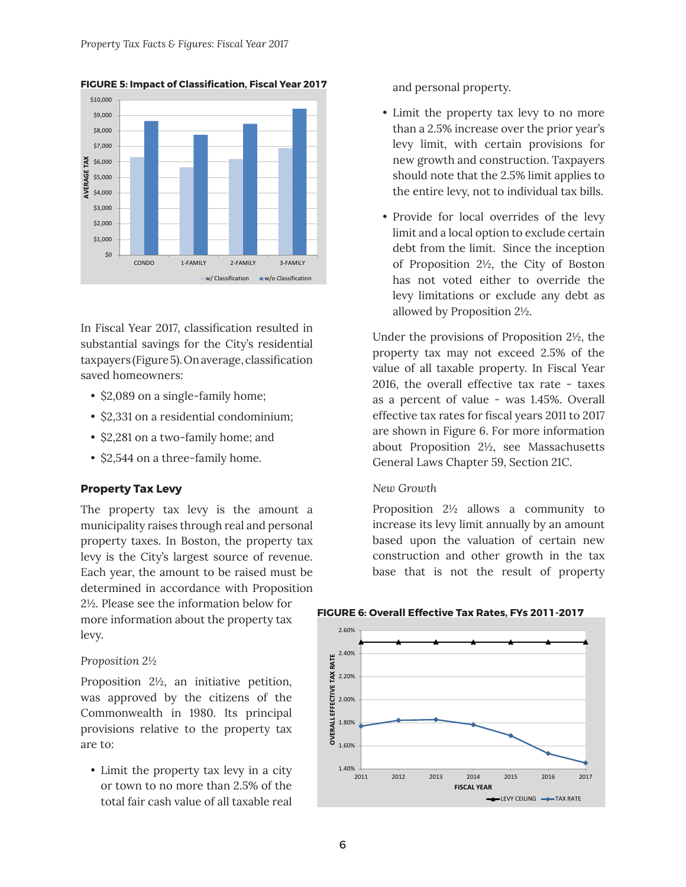**FIGURE 5: Impact of Classification, Fiscal Year 2017**

In Fiscal Year 2017, classification resulted in substantial savings for the City's residential taxpayers (Figure 5). On average, classification saved homeowners:

- $2,089 on a single-family home;
- $2,331 on a residential condominium;
- $2,281 on a two-family home; and
- $2,544 on a three-family home.

### Property Tax Levy

The property tax levy is the amount a municipality raises through real and personal property taxes. In Boston, the property tax levy is the City's largest source of revenue. Each year, the amount to be raised must be determined in accordance with Proposition 2½. Please see the information below for more information about the property tax levy.

*Proposition 2½*

Proposition 2½, an initiative petition, was approved by the citizens of the Commonwealth in 1980. Its principal provisions relative to the property tax are to:

- Limit the property tax levy in a city or town to no more than 2.5% of the total fair cash value of all taxable real and personal property.
- Limit the property tax levy to no more than a 2.5% increase over the prior year's levy limit, with certain provisions for new growth and construction. Taxpayers should note that the 2.5% limit applies to the entire levy, not to individual tax bills.
- Provide for local overrides of the levy limit and a local option to exclude certain debt from the limit. Since the inception of Proposition 2½, the City of Boston has not voted either to override the levy limitations or exclude any debt as allowed by Proposition 2½.

Under the provisions of Proposition 2½, the property tax may not exceed 2.5% of the value of all taxable property. In Fiscal Year 2016, the overall effective tax rate - taxes as a percent of value - was 1.45%. Overall effective tax rates for fiscal years 2011 to 2017 are shown in Figure 6. For more information about Proposition 2½, see Massachusetts General Laws Chapter 59, Section 21C.

*New Growth*

Proposition 2½ allows a community to increase its levy limit annually by an amount based upon the valuation of certain new construction and other growth in the tax base that is not the result of property

**FIGURE 6: Overall Effective Tax Rates, FYs 2011-2017**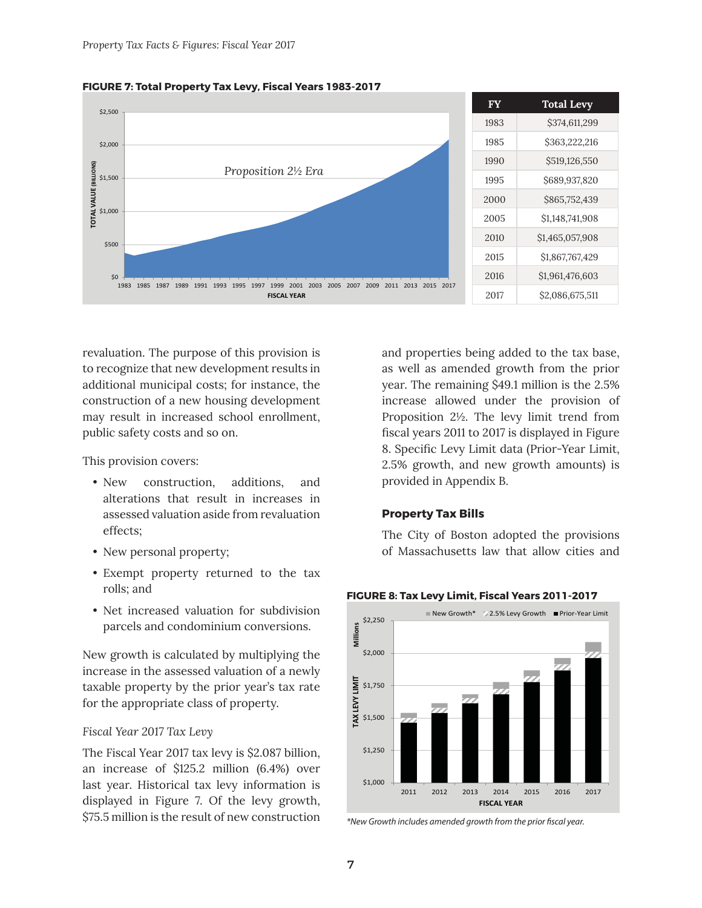**FIGURE 7: Total Property Tax Levy, Fiscal Years 1983-2017**

| FY | Total Levy |
|---|---|
| 1983 | $374,611,299 |
| 1985 | $363,222,216 |
| 1990 | $519,126,550 |
| 1995 | $689,937,820 |
| 2000 | $865,752,439 |
| 2005 | $1,148,741,908 |
| 2010 | $1,465,057,908 |
| 2015 | $1,867,767,429 |
| 2016 | $1,961,476,603 |
| 2017 | $2,086,675,511 |

revaluation. The purpose of this provision is to recognize that new development results in additional municipal costs; for instance, the construction of a new housing development may result in increased school enrollment, public safety costs and so on.

This provision covers:

- New construction, additions, and alterations that result in increases in assessed valuation aside from revaluation effects;
- New personal property;
- Exempt property returned to the tax rolls; and
- Net increased valuation for subdivision parcels and condominium conversions.

New growth is calculated by multiplying the increase in the assessed valuation of a newly taxable property by the prior year's tax rate for the appropriate class of property.

*Fiscal Year 2017 Tax Levy*

The Fiscal Year 2017 tax levy is $2.087 billion, an increase of $125.2 million (6.4%) over last year. Historical tax levy information is displayed in Figure 7. Of the levy growth, $75.5 million is the result of new construction and properties being added to the tax base, as well as amended growth from the prior year. The remaining $49.1 million is the 2.5% increase allowed under the provision of Proposition 2½. The levy limit trend from fiscal years 2011 to 2017 is displayed in Figure 8. Specific Levy Limit data (Prior-Year Limit, 2.5% growth, and new growth amounts) is provided in Appendix B.

## Property Tax Bills

The City of Boston adopted the provisions of Massachusetts law that allow cities and

**FIGURE 8: Tax Levy Limit, Fiscal Years 2011-2017**

*New Growth includes amended growth from the prior fiscal year.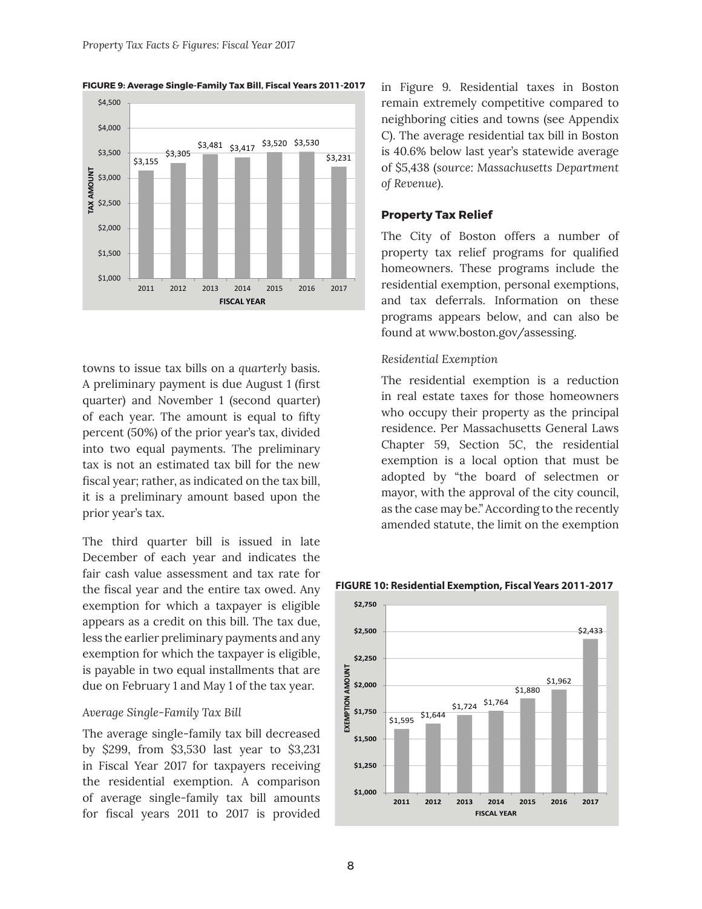**FIGURE 9: Average Single-Family Tax Bill, Fiscal Years 2011-2017**

| Fiscal Year | Tax Amount |
|---|---|
| 2011 | $3,155 |
| 2012 | $3,305 |
| 2013 | $3,481 |
| 2014 | $3,417 |
| 2015 | $3,520 |
| 2016 | $3,530 |
| 2017 | $3,231 |

towns to issue tax bills on a *quarterly* basis. A preliminary payment is due August 1 (first quarter) and November 1 (second quarter) of each year. The amount is equal to fifty percent (50%) of the prior year's tax, divided into two equal payments. The preliminary tax is not an estimated tax bill for the new fiscal year; rather, as indicated on the tax bill, it is a preliminary amount based upon the prior year's tax.

The third quarter bill is issued in late December of each year and indicates the fair cash value assessment and tax rate for the fiscal year and the entire tax owed. Any exemption for which a taxpayer is eligible appears as a credit on this bill. The tax due, less the earlier preliminary payments and any exemption for which the taxpayer is eligible, is payable in two equal installments that are due on February 1 and May 1 of the tax year.

*Average Single-Family Tax Bill*

The average single-family tax bill decreased by $299, from $3,530 last year to $3,231 in Fiscal Year 2017 for taxpayers receiving the residential exemption. A comparison of average single-family tax bill amounts for fiscal years 2011 to 2017 is provided in Figure 9. Residential taxes in Boston remain extremely competitive compared to neighboring cities and towns (see Appendix C). The average residential tax bill in Boston is 40.6% below last year's statewide average of $5,438 (*source: Massachusetts Department of Revenue*).

### Property Tax Relief

The City of Boston offers a number of property tax relief programs for qualified homeowners. These programs include the residential exemption, personal exemptions, and tax deferrals. Information on these programs appears below, and can also be found at www.boston.gov/assessing.

*Residential Exemption*

The residential exemption is a reduction in real estate taxes for those homeowners who occupy their property as the principal residence. Per Massachusetts General Laws Chapter 59, Section 5C, the residential exemption is a local option that must be adopted by "the board of selectmen or mayor, with the approval of the city council, as the case may be." According to the recently amended statute, the limit on the exemption

**FIGURE 10: Residential Exemption, Fiscal Years 2011-2017**

| Fiscal Year | Exemption Amount |
|---|---|
| 2011 | $1,595 |
| 2012 | $1,644 |
| 2013 | $1,724 |
| 2014 | $1,764 |
| 2015 | $1,880 |
| 2016 | $1,962 |
| 2017 | $2,433 |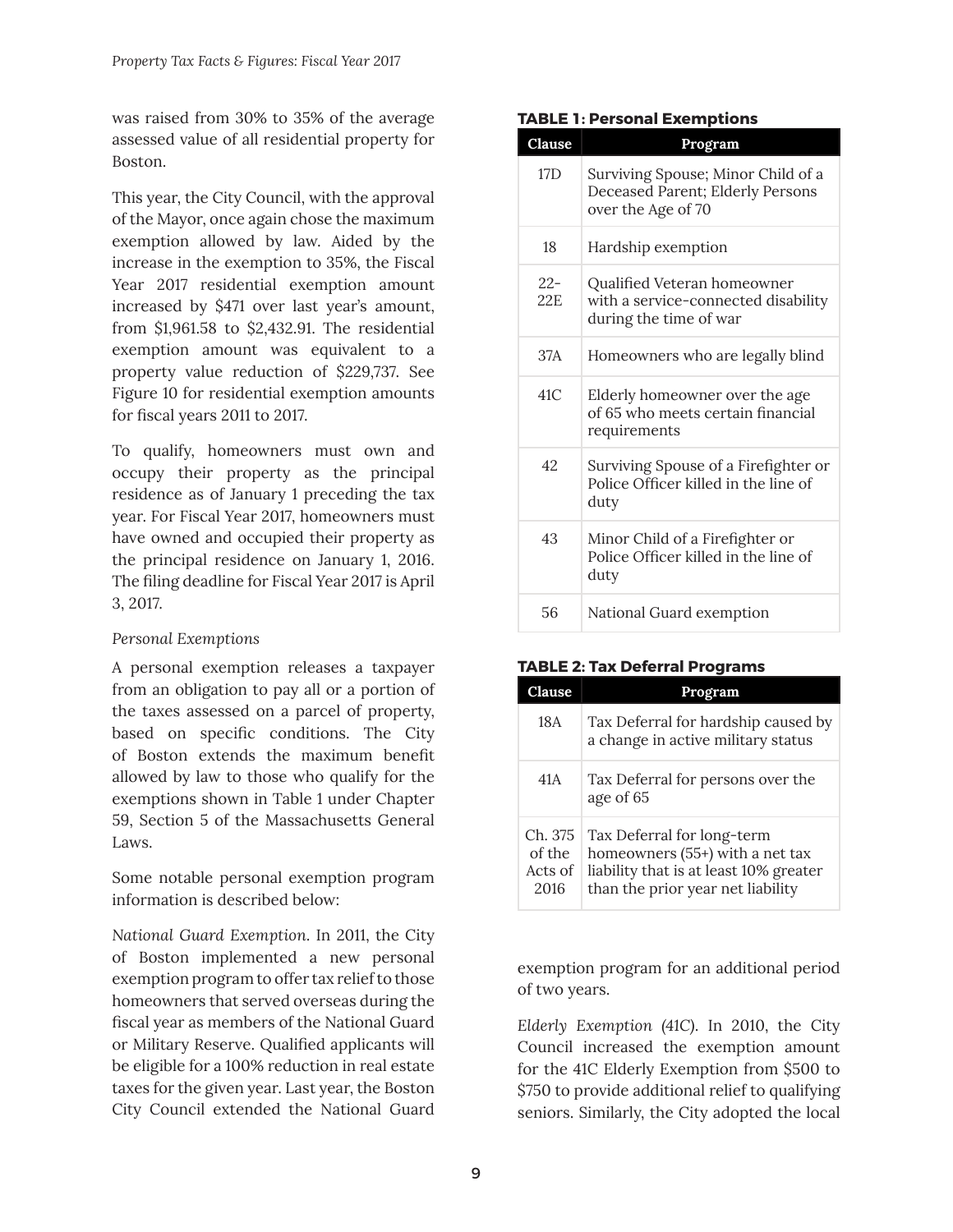was raised from 30% to 35% of the average assessed value of all residential property for Boston.

This year, the City Council, with the approval of the Mayor, once again chose the maximum exemption allowed by law. Aided by the increase in the exemption to 35%, the Fiscal Year 2017 residential exemption amount increased by $471 over last year's amount, from $1,961.58 to $2,432.91. The residential exemption amount was equivalent to a property value reduction of $229,737. See Figure 10 for residential exemption amounts for fiscal years 2011 to 2017.

To qualify, homeowners must own and occupy their property as the principal residence as of January 1 preceding the tax year. For Fiscal Year 2017, homeowners must have owned and occupied their property as the principal residence on January 1, 2016. The filing deadline for Fiscal Year 2017 is April 3, 2017.

*Personal Exemptions*

A personal exemption releases a taxpayer from an obligation to pay all or a portion of the taxes assessed on a parcel of property, based on specific conditions. The City of Boston extends the maximum benefit allowed by law to those who qualify for the exemptions shown in Table 1 under Chapter 59, Section 5 of the Massachusetts General Laws.

Some notable personal exemption program information is described below:

*National Guard Exemption.* In 2011, the City of Boston implemented a new personal exemption program to offer tax relief to those homeowners that served overseas during the fiscal year as members of the National Guard or Military Reserve. Qualified applicants will be eligible for a 100% reduction in real estate taxes for the given year. Last year, the Boston City Council extended the National Guard exemption program for an additional period of two years.

*Elderly Exemption (41C).* In 2010, the City Council increased the exemption amount for the 41C Elderly Exemption from $500 to $750 to provide additional relief to qualifying seniors. Similarly, the City adopted the local

**TABLE 1: Personal Exemptions**

| Clause | Program |
|---|---|
| 17D | Surviving Spouse; Minor Child of a Deceased Parent; Elderly Persons over the Age of 70 |
| 18 | Hardship exemption |
| 22-22E | Qualified Veteran homeowner with a service-connected disability during the time of war |
| 37A | Homeowners who are legally blind |
| 41C | Elderly homeowner over the age of 65 who meets certain financial requirements |
| 42 | Surviving Spouse of a Firefighter or Police Officer killed in the line of duty |
| 43 | Minor Child of a Firefighter or Police Officer killed in the line of duty |
| 56 | National Guard exemption |

**TABLE 2: Tax Deferral Programs**

| Clause | Program |
|---|---|
| 18A | Tax Deferral for hardship caused by a change in active military status |
| 41A | Tax Deferral for persons over the age of 65 |
| Ch. 375 of the Acts of 2016 | Tax Deferral for long-term homeowners (55+) with a net tax liability that is at least 10% greater than the prior year net liability |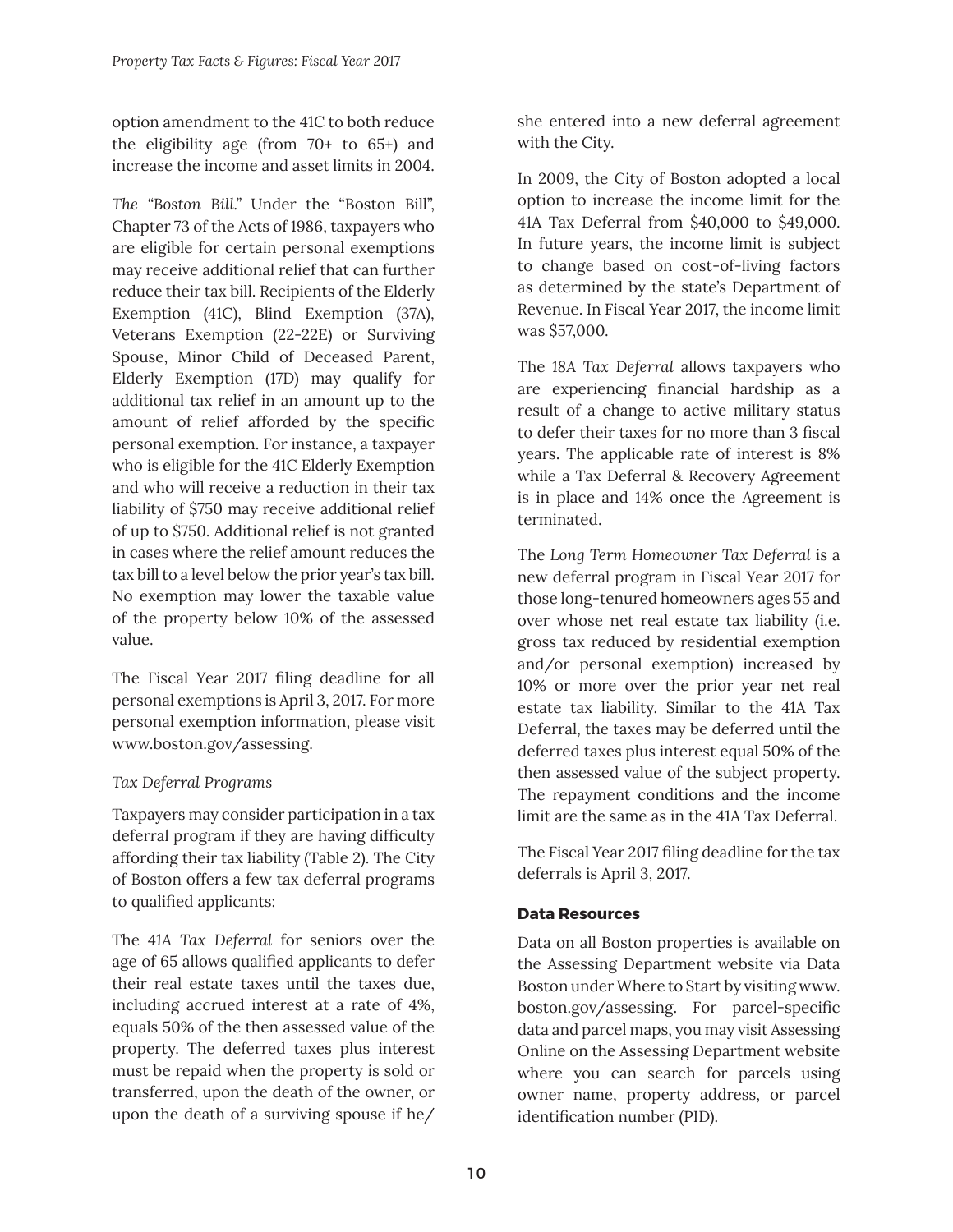option amendment to the 41C to both reduce the eligibility age (from 70+ to 65+) and increase the income and asset limits in 2004.

*The "Boston Bill."* Under the "Boston Bill", Chapter 73 of the Acts of 1986, taxpayers who are eligible for certain personal exemptions may receive additional relief that can further reduce their tax bill. Recipients of the Elderly Exemption (41C), Blind Exemption (37A), Veterans Exemption (22-22E) or Surviving Spouse, Minor Child of Deceased Parent, Elderly Exemption (17D) may qualify for additional tax relief in an amount up to the amount of relief afforded by the specific personal exemption. For instance, a taxpayer who is eligible for the 41C Elderly Exemption and who will receive a reduction in their tax liability of $750 may receive additional relief of up to $750. Additional relief is not granted in cases where the relief amount reduces the tax bill to a level below the prior year's tax bill. No exemption may lower the taxable value of the property below 10% of the assessed value.

The Fiscal Year 2017 filing deadline for all personal exemptions is April 3, 2017. For more personal exemption information, please visit www.boston.gov/assessing.

*Tax Deferral Programs*

Taxpayers may consider participation in a tax deferral program if they are having difficulty affording their tax liability (Table 2). The City of Boston offers a few tax deferral programs to qualified applicants:

The *41A Tax Deferral* for seniors over the age of 65 allows qualified applicants to defer their real estate taxes until the taxes due, including accrued interest at a rate of 4%, equals 50% of the then assessed value of the property. The deferred taxes plus interest must be repaid when the property is sold or transferred, upon the death of the owner, or upon the death of a surviving spouse if he/she entered into a new deferral agreement with the City.

In 2009, the City of Boston adopted a local option to increase the income limit for the 41A Tax Deferral from $40,000 to $49,000. In future years, the income limit is subject to change based on cost-of-living factors as determined by the state's Department of Revenue. In Fiscal Year 2017, the income limit was $57,000.

The *18A Tax Deferral* allows taxpayers who are experiencing financial hardship as a result of a change to active military status to defer their taxes for no more than 3 fiscal years. The applicable rate of interest is 8% while a Tax Deferral & Recovery Agreement is in place and 14% once the Agreement is terminated.

The *Long Term Homeowner Tax Deferral* is a new deferral program in Fiscal Year 2017 for those long-tenured homeowners ages 55 and over whose net real estate tax liability (i.e. gross tax reduced by residential exemption and/or personal exemption) increased by 10% or more over the prior year net real estate tax liability. Similar to the 41A Tax Deferral, the taxes may be deferred until the deferred taxes plus interest equal 50% of the then assessed value of the subject property. The repayment conditions and the income limit are the same as in the 41A Tax Deferral.

The Fiscal Year 2017 filing deadline for the tax deferrals is April 3, 2017.

**Data Resources**

Data on all Boston properties is available on the Assessing Department website via Data Boston under Where to Start by visiting www.boston.gov/assessing. For parcel-specific data and parcel maps, you may visit Assessing Online on the Assessing Department website where you can search for parcels using owner name, property address, or parcel identification number (PID).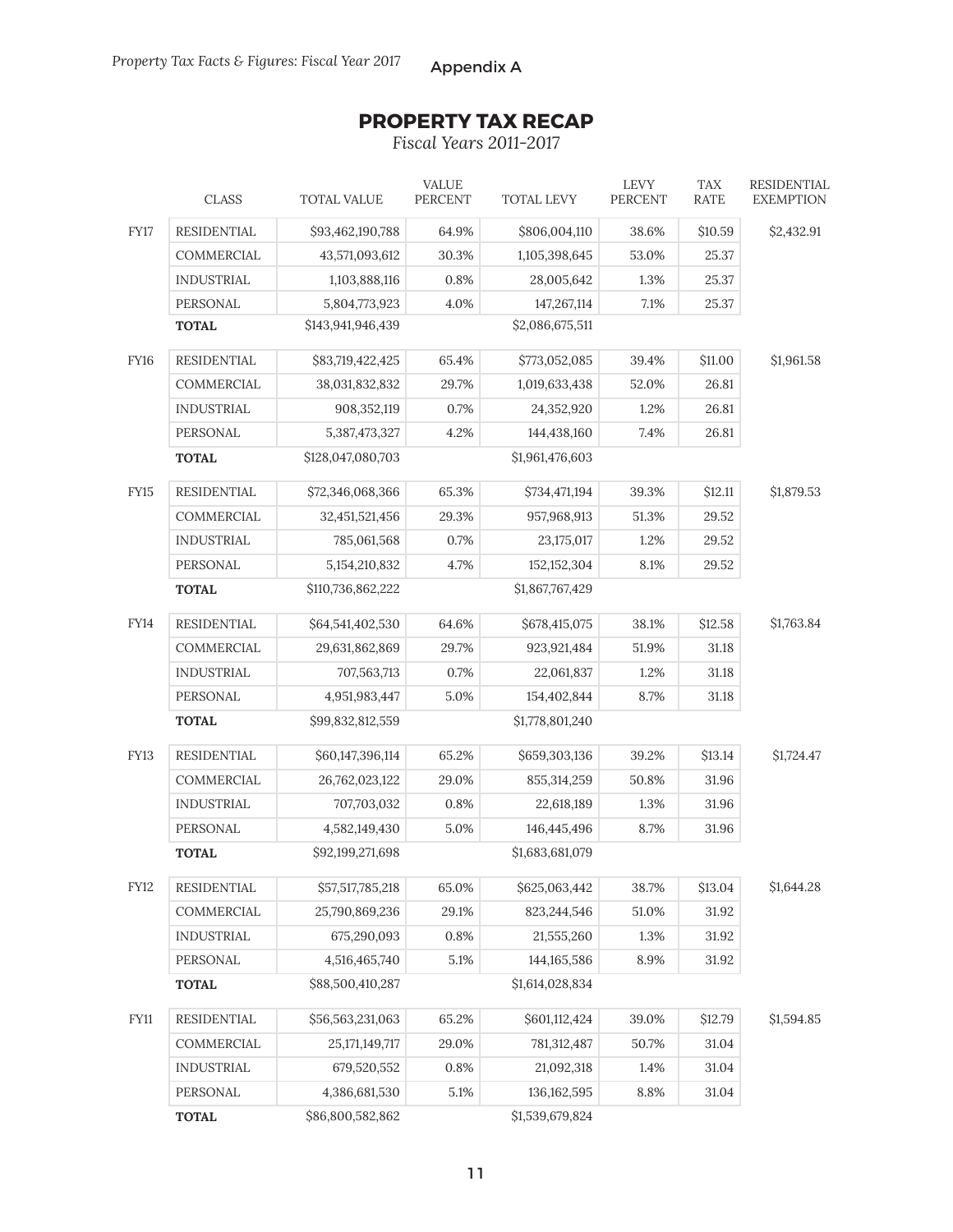Appendix A

## PROPERTY TAX RECAP

*Fiscal Years 2011-2017*

| | CLASS | TOTAL VALUE | VALUE PERCENT | TOTAL LEVY | LEVY PERCENT | TAX RATE | RESIDENTIAL EXEMPTION |
|---|---|---|---|---|---|---|---|
| FY17 | RESIDENTIAL | $93,462,190,788 | 64.9% | $806,004,110 | 38.6% | $10.59 | $2,432.91 |
| | COMMERCIAL | 43,571,093,612 | 30.3% | 1,105,398,645 | 53.0% | 25.37 | |
| | INDUSTRIAL | 1,103,888,116 | 0.8% | 28,005,642 | 1.3% | 25.37 | |
| | PERSONAL | 5,804,773,923 | 4.0% | 147,267,114 | 7.1% | 25.37 | |
| | **TOTAL** | $143,941,946,439 | | $2,086,675,511 | | | |
| FY16 | RESIDENTIAL | $83,719,422,425 | 65.4% | $773,052,085 | 39.4% | $11.00 | $1,961.58 |
| | COMMERCIAL | 38,031,832,832 | 29.7% | 1,019,633,438 | 52.0% | 26.81 | |
| | INDUSTRIAL | 908,352,119 | 0.7% | 24,352,920 | 1.2% | 26.81 | |
| | PERSONAL | 5,387,473,327 | 4.2% | 144,438,160 | 7.4% | 26.81 | |
| | **TOTAL** | $128,047,080,703 | | $1,961,476,603 | | | |
| FY15 | RESIDENTIAL | $72,346,068,366 | 65.3% | $734,471,194 | 39.3% | $12.11 | $1,879.53 |
| | COMMERCIAL | 32,451,521,456 | 29.3% | 957,968,913 | 51.3% | 29.52 | |
| | INDUSTRIAL | 785,061,568 | 0.7% | 23,175,017 | 1.2% | 29.52 | |
| | PERSONAL | 5,154,210,832 | 4.7% | 152,152,304 | 8.1% | 29.52 | |
| | **TOTAL** | $110,736,862,222 | | $1,867,767,429 | | | |
| FY14 | RESIDENTIAL | $64,541,402,530 | 64.6% | $678,415,075 | 38.1% | $12.58 | $1,763.84 |
| | COMMERCIAL | 29,631,862,869 | 29.7% | 923,921,484 | 51.9% | 31.18 | |
| | INDUSTRIAL | 707,563,713 | 0.7% | 22,061,837 | 1.2% | 31.18 | |
| | PERSONAL | 4,951,983,447 | 5.0% | 154,402,844 | 8.7% | 31.18 | |
| | **TOTAL** | $99,832,812,559 | | $1,778,801,240 | | | |
| FY13 | RESIDENTIAL | $60,147,396,114 | 65.2% | $659,303,136 | 39.2% | $13.14 | $1,724.47 |
| | COMMERCIAL | 26,762,023,122 | 29.0% | 855,314,259 | 50.8% | 31.96 | |
| | INDUSTRIAL | 707,703,032 | 0.8% | 22,618,189 | 1.3% | 31.96 | |
| | PERSONAL | 4,582,149,430 | 5.0% | 146,445,496 | 8.7% | 31.96 | |
| | **TOTAL** | $92,199,271,698 | | $1,683,681,079 | | | |
| FY12 | RESIDENTIAL | $57,517,785,218 | 65.0% | $625,063,442 | 38.7% | $13.04 | $1,644.28 |
| | COMMERCIAL | 25,790,869,236 | 29.1% | 823,244,546 | 51.0% | 31.92 | |
| | INDUSTRIAL | 675,290,093 | 0.8% | 21,555,260 | 1.3% | 31.92 | |
| | PERSONAL | 4,516,465,740 | 5.1% | 144,165,586 | 8.9% | 31.92 | |
| | **TOTAL** | $88,500,410,287 | | $1,614,028,834 | | | |
| FY11 | RESIDENTIAL | $56,563,231,063 | 65.2% | $601,112,424 | 39.0% | $12.79 | $1,594.85 |
| | COMMERCIAL | 25,171,149,717 | 29.0% | 781,312,487 | 50.7% | 31.04 | |
| | INDUSTRIAL | 679,520,552 | 0.8% | 21,092,318 | 1.4% | 31.04 | |
| | PERSONAL | 4,386,681,530 | 5.1% | 136,162,595 | 8.8% | 31.04 | |
| | **TOTAL** | $86,800,582,862 | | $1,539,679,824 | | | |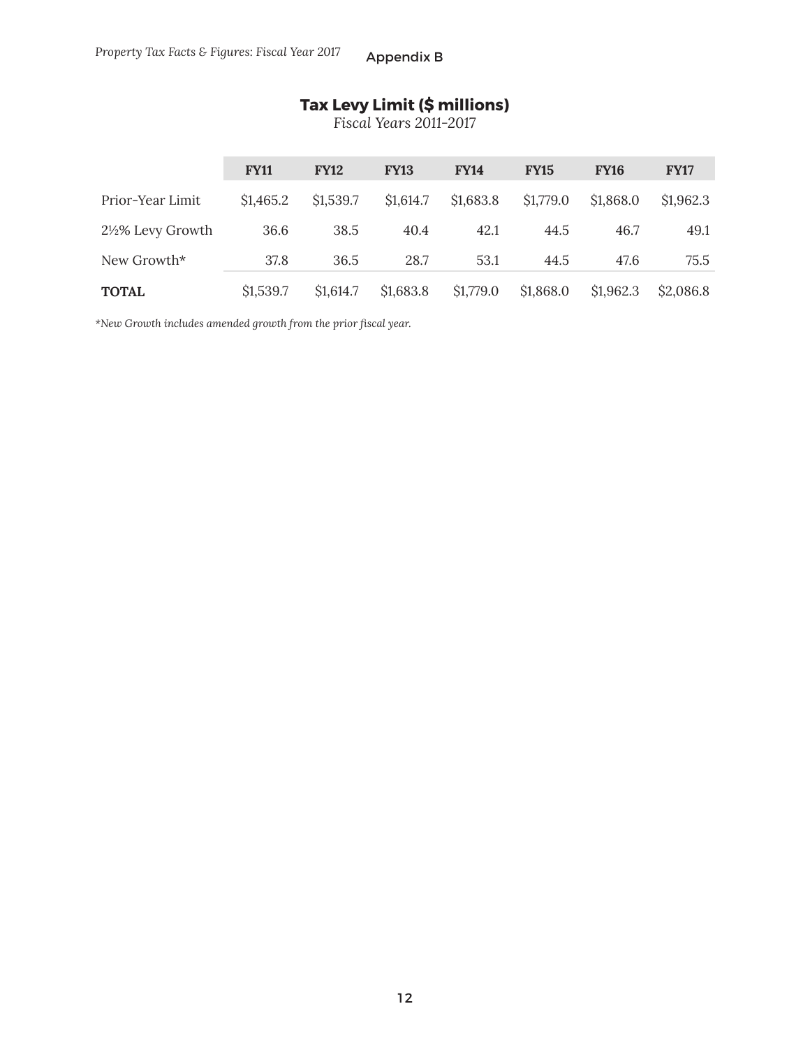Appendix B

## Tax Levy Limit ($ millions)

*Fiscal Years 2011–2017*

| | FY11 | FY12 | FY13 | FY14 | FY15 | FY16 | FY17 |
|---|---|---|---|---|---|---|---|
| Prior-Year Limit | $1,465.2 | $1,539.7 | $1,614.7 | $1,683.8 | $1,779.0 | $1,868.0 | $1,962.3 |
| 2½% Levy Growth | 36.6 | 38.5 | 40.4 | 42.1 | 44.5 | 46.7 | 49.1 |
| New Growth* | 37.8 | 36.5 | 28.7 | 53.1 | 44.5 | 47.6 | 75.5 |
| **TOTAL** | $1,539.7 | $1,614.7 | $1,683.8 | $1,779.0 | $1,868.0 | $1,962.3 | $2,086.8 |

*\*New Growth includes amended growth from the prior fiscal year.*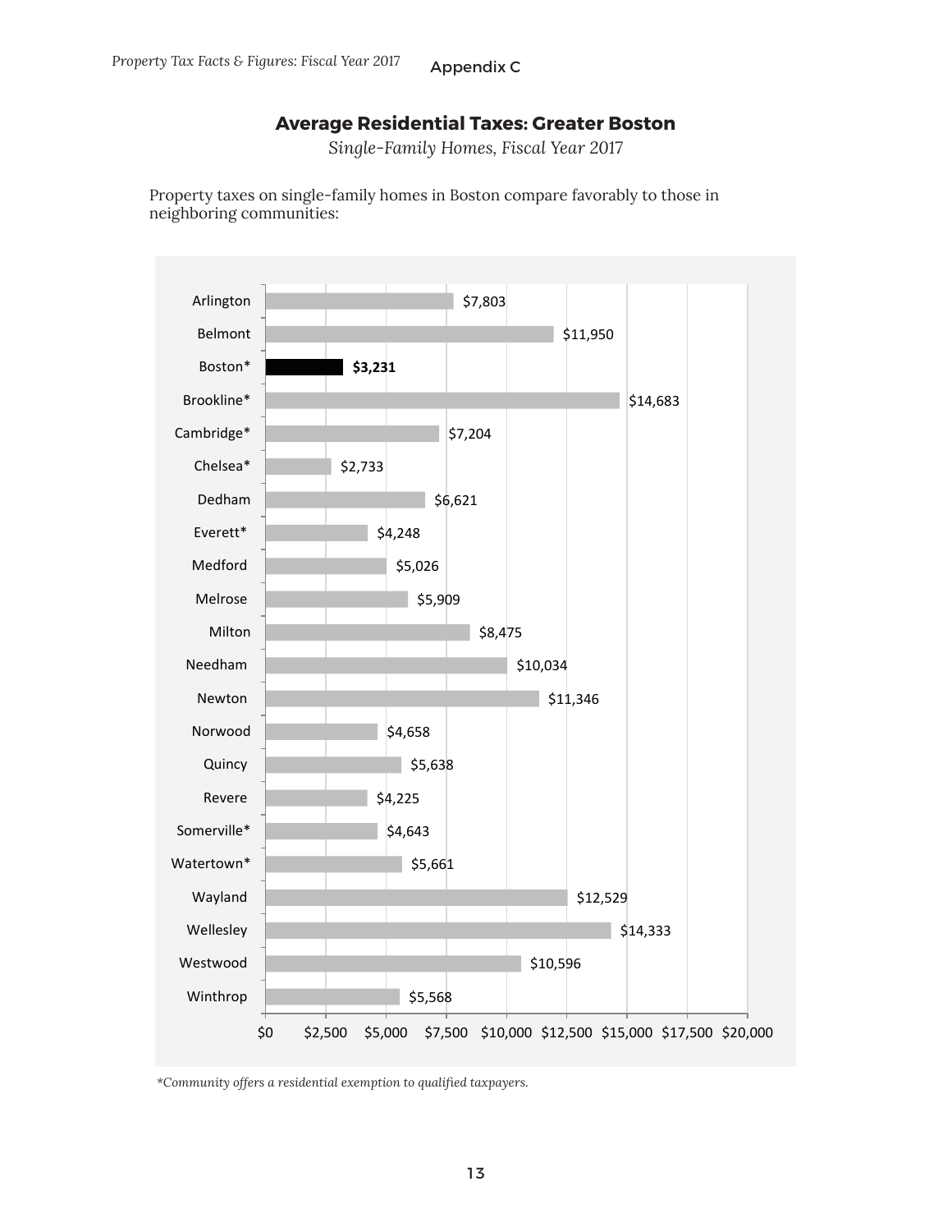Appendix C

## Average Residential Taxes: Greater Boston

*Single-Family Homes, Fiscal Year 2017*

Property taxes on single-family homes in Boston compare favorably to those in neighboring communities:

Arlington $7,803
Belmont $11,950
Boston* **$3,231**
Brookline* $14,683
Cambridge* $7,204
Chelsea* $2,733
Dedham $6,621
Everett* $4,248
Medford $5,026
Melrose $5,909
Milton $8,475
Needham $10,034
Newton $11,346
Norwood $4,658
Quincy $5,638
Revere $4,225
Somerville* $4,643
Watertown* $5,661
Wayland $12,529
Wellesley $14,333
Westwood $10,596
Winthrop $5,568

$0 $2,500 $5,000 $7,500 $10,000 $12,500 $15,000 $17,500 $20,000

*\*Community offers a residential exemption to qualified taxpayers.*